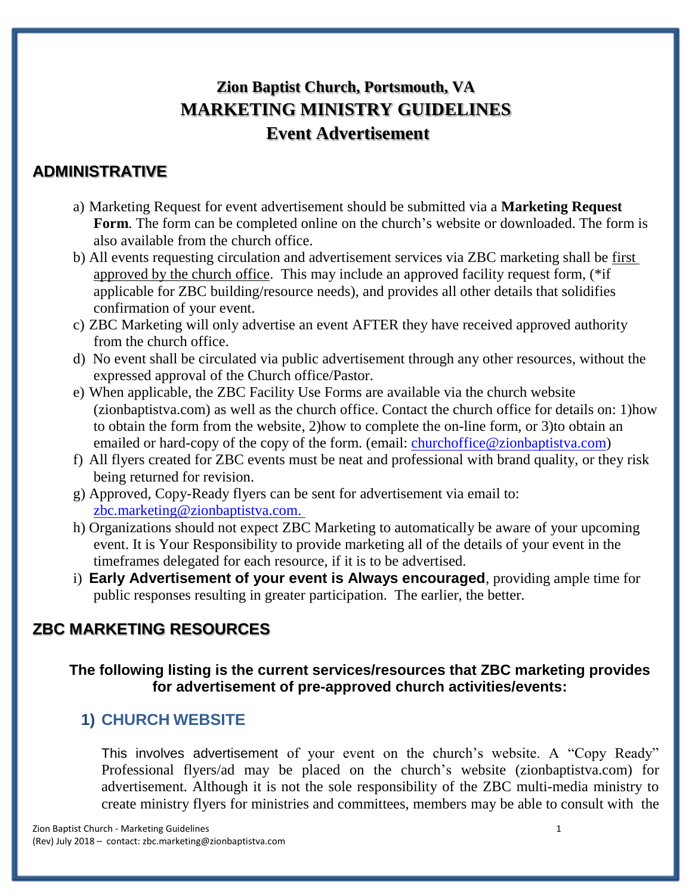# Zion Baptist Church, Portsmouth, VA
# MARKETING MINISTRY GUIDELINES
# Event Advertisement

## ADMINISTRATIVE

a) Marketing Request for event advertisement should be submitted via a **Marketing Request Form**. The form can be completed online on the church's website or downloaded. The form is also available from the church office.

b) All events requesting circulation and advertisement services via ZBC marketing shall be first approved by the church office. This may include an approved facility request form, (*if applicable for ZBC building/resource needs), and provides all other details that solidifies confirmation of your event.

c) ZBC Marketing will only advertise an event AFTER they have received approved authority from the church office.

d) No event shall be circulated via public advertisement through any other resources, without the expressed approval of the Church office/Pastor.

e) When applicable, the ZBC Facility Use Forms are available via the church website (zionbaptistva.com) as well as the church office. Contact the church office for details on: 1)how to obtain the form from the website, 2)how to complete the on-line form, or 3)to obtain an emailed or hard-copy of the copy of the form. (email: churchoffice@zionbaptistva.com)

f) All flyers created for ZBC events must be neat and professional with brand quality, or they risk being returned for revision.

g) Approved, Copy-Ready flyers can be sent for advertisement via email to: zbc.marketing@zionbaptistva.com.

h) Organizations should not expect ZBC Marketing to automatically be aware of your upcoming event. It is Your Responsibility to provide marketing all of the details of your event in the timeframes delegated for each resource, if it is to be advertised.

i) **Early Advertisement of your event is Always encouraged**, providing ample time for public responses resulting in greater participation. The earlier, the better.

## ZBC MARKETING RESOURCES

**The following listing is the current services/resources that ZBC marketing provides for advertisement of pre-approved church activities/events:**

### 1) CHURCH WEBSITE

This involves advertisement of your event on the church's website. A "Copy Ready" Professional flyers/ad may be placed on the church's website (zionbaptistva.com) for advertisement. Although it is not the sole responsibility of the ZBC multi-media ministry to create ministry flyers for ministries and committees, members may be able to consult with the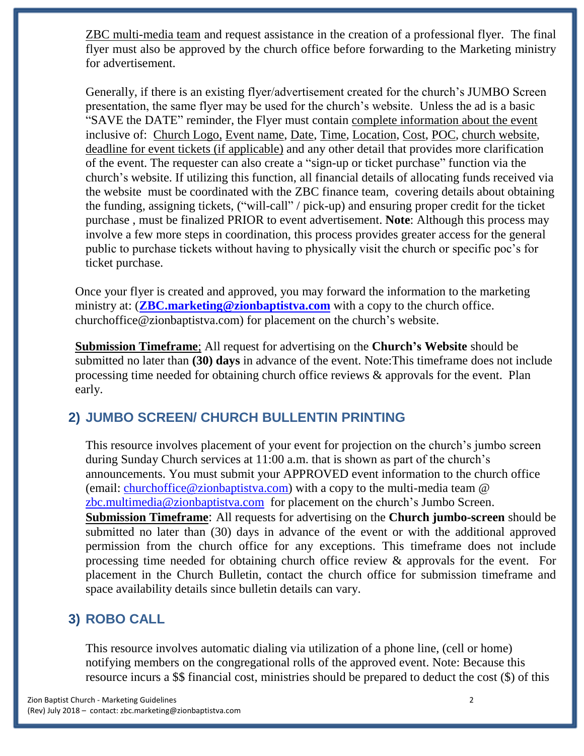ZBC multi-media team and request assistance in the creation of a professional flyer. The final flyer must also be approved by the church office before forwarding to the Marketing ministry for advertisement.

Generally, if there is an existing flyer/advertisement created for the church's JUMBO Screen presentation, the same flyer may be used for the church's website. Unless the ad is a basic "SAVE the DATE" reminder, the Flyer must contain complete information about the event inclusive of: Church Logo, Event name, Date, Time, Location, Cost, POC, church website, deadline for event tickets (if applicable) and any other detail that provides more clarification of the event. The requester can also create a "sign-up or ticket purchase" function via the church's website. If utilizing this function, all financial details of allocating funds received via the website must be coordinated with the ZBC finance team, covering details about obtaining the funding, assigning tickets, ("will-call" / pick-up) and ensuring proper credit for the ticket purchase , must be finalized PRIOR to event advertisement. **Note**: Although this process may involve a few more steps in coordination, this process provides greater access for the general public to purchase tickets without having to physically visit the church or specific poc's for ticket purchase.

Once your flyer is created and approved, you may forward the information to the marketing ministry at: (**ZBC.marketing@zionbaptistva.com** with a copy to the church office. churchoffice@zionbaptistva.com) for placement on the church's website.

**Submission Timeframe**; All request for advertising on the **Church's Website** should be submitted no later than **(30) days** in advance of the event. Note:This timeframe does not include processing time needed for obtaining church office reviews & approvals for the event. Plan early.

## 2) JUMBO SCREEN/ CHURCH BULLENTIN PRINTING

This resource involves placement of your event for projection on the church's jumbo screen during Sunday Church services at 11:00 a.m. that is shown as part of the church's announcements. You must submit your APPROVED event information to the church office (email: churchoffice@zionbaptistva.com) with a copy to the multi-media team @ zbc.multimedia@zionbaptistva.com for placement on the church's Jumbo Screen.

**Submission Timeframe**: All requests for advertising on the **Church jumbo-screen** should be submitted no later than (30) days in advance of the event or with the additional approved permission from the church office for any exceptions. This timeframe does not include processing time needed for obtaining church office review & approvals for the event. For placement in the Church Bulletin, contact the church office for submission timeframe and space availability details since bulletin details can vary.

## 3) ROBO CALL

This resource involves automatic dialing via utilization of a phone line, (cell or home) notifying members on the congregational rolls of the approved event. Note: Because this resource incurs a $$ financial cost, ministries should be prepared to deduct the cost ($) of this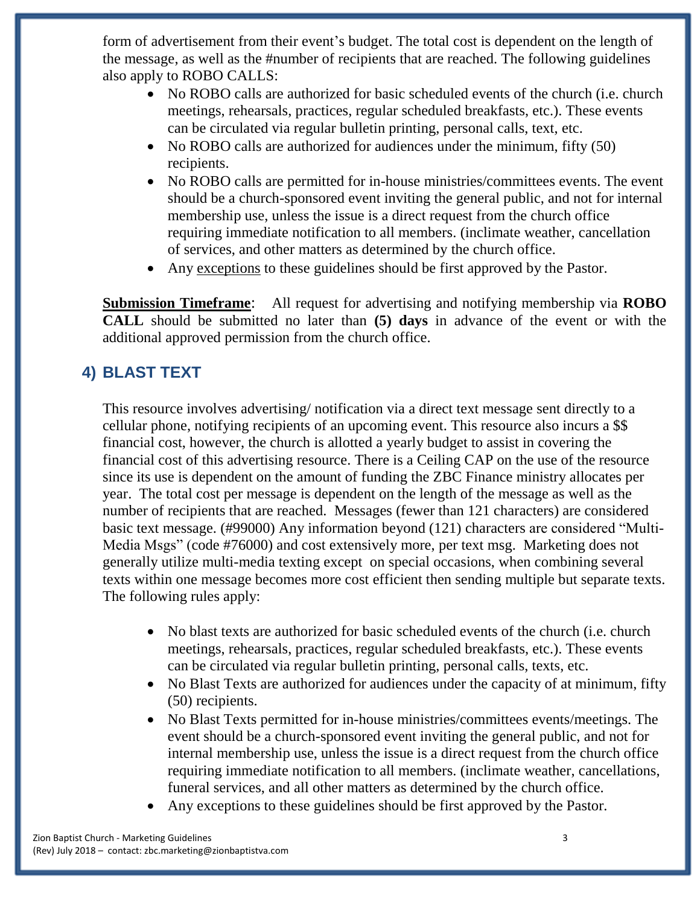form of advertisement from their event's budget. The total cost is dependent on the length of the message, as well as the #number of recipients that are reached. The following guidelines also apply to ROBO CALLS:

- No ROBO calls are authorized for basic scheduled events of the church (i.e. church meetings, rehearsals, practices, regular scheduled breakfasts, etc.). These events can be circulated via regular bulletin printing, personal calls, text, etc.
- No ROBO calls are authorized for audiences under the minimum, fifty (50) recipients.
- No ROBO calls are permitted for in-house ministries/committees events. The event should be a church-sponsored event inviting the general public, and not for internal membership use, unless the issue is a direct request from the church office requiring immediate notification to all members. (inclimate weather, cancellation of services, and other matters as determined by the church office.
- Any <u>exceptions</u> to these guidelines should be first approved by the Pastor.

**<u>Submission Timeframe</u>**: All request for advertising and notifying membership via **ROBO CALL** should be submitted no later than **(5) days** in advance of the event or with the additional approved permission from the church office.

## 4) BLAST TEXT

This resource involves advertising/ notification via a direct text message sent directly to a cellular phone, notifying recipients of an upcoming event. This resource also incurs a $$ financial cost, however, the church is allotted a yearly budget to assist in covering the financial cost of this advertising resource. There is a Ceiling CAP on the use of the resource since its use is dependent on the amount of funding the ZBC Finance ministry allocates per year. The total cost per message is dependent on the length of the message as well as the number of recipients that are reached. Messages (fewer than 121 characters) are considered basic text message. (#99000) Any information beyond (121) characters are considered "Multi-Media Msgs" (code #76000) and cost extensively more, per text msg. Marketing does not generally utilize multi-media texting except on special occasions, when combining several texts within one message becomes more cost efficient then sending multiple but separate texts. The following rules apply:

- No blast texts are authorized for basic scheduled events of the church (i.e. church meetings, rehearsals, practices, regular scheduled breakfasts, etc.). These events can be circulated via regular bulletin printing, personal calls, texts, etc.
- No Blast Texts are authorized for audiences under the capacity of at minimum, fifty (50) recipients.
- No Blast Texts permitted for in-house ministries/committees events/meetings. The event should be a church-sponsored event inviting the general public, and not for internal membership use, unless the issue is a direct request from the church office requiring immediate notification to all members. (inclimate weather, cancellations, funeral services, and all other matters as determined by the church office.
- Any exceptions to these guidelines should be first approved by the Pastor.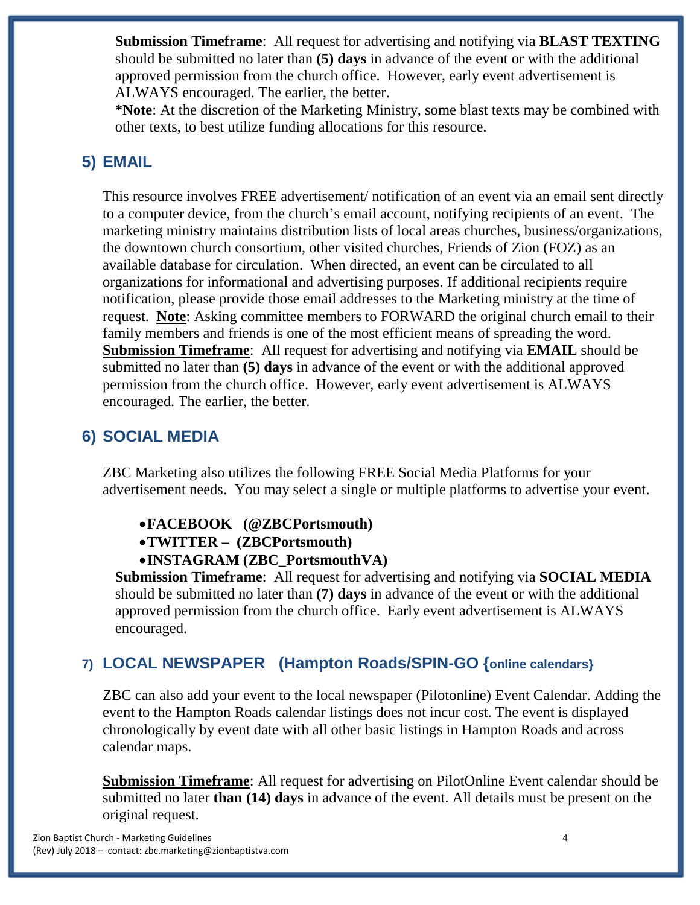**Submission Timeframe**: All request for advertising and notifying via **BLAST TEXTING** should be submitted no later than **(5) days** in advance of the event or with the additional approved permission from the church office. However, early event advertisement is ALWAYS encouraged. The earlier, the better.

***Note**: At the discretion of the Marketing Ministry, some blast texts may be combined with other texts, to best utilize funding allocations for this resource.

## 5) EMAIL

This resource involves FREE advertisement/ notification of an event via an email sent directly to a computer device, from the church's email account, notifying recipients of an event. The marketing ministry maintains distribution lists of local areas churches, business/organizations, the downtown church consortium, other visited churches, Friends of Zion (FOZ) as an available database for circulation. When directed, an event can be circulated to all organizations for informational and advertising purposes. If additional recipients require notification, please provide those email addresses to the Marketing ministry at the time of request. **Note**: Asking committee members to FORWARD the original church email to their family members and friends is one of the most efficient means of spreading the word. **Submission Timeframe**: All request for advertising and notifying via **EMAIL** should be submitted no later than **(5) days** in advance of the event or with the additional approved permission from the church office. However, early event advertisement is ALWAYS encouraged. The earlier, the better.

## 6) SOCIAL MEDIA

ZBC Marketing also utilizes the following FREE Social Media Platforms for your advertisement needs. You may select a single or multiple platforms to advertise your event.

- **FACEBOOK (@ZBCPortsmouth)**
- **TWITTER – (ZBCPortsmouth)**
- **INSTAGRAM (ZBC_PortsmouthVA)**

**Submission Timeframe**: All request for advertising and notifying via **SOCIAL MEDIA** should be submitted no later than **(7) days** in advance of the event or with the additional approved permission from the church office. Early event advertisement is ALWAYS encouraged.

## 7) LOCAL NEWSPAPER (Hampton Roads/SPIN-GO {online calendars}

ZBC can also add your event to the local newspaper (Pilotonline) Event Calendar. Adding the event to the Hampton Roads calendar listings does not incur cost. The event is displayed chronologically by event date with all other basic listings in Hampton Roads and across calendar maps.

**Submission Timeframe**: All request for advertising on PilotOnline Event calendar should be submitted no later **than (14) days** in advance of the event. All details must be present on the original request.

Zion Baptist Church - Marketing Guidelines
(Rev) July 2018 – contact: zbc.marketing@zionbaptistva.com